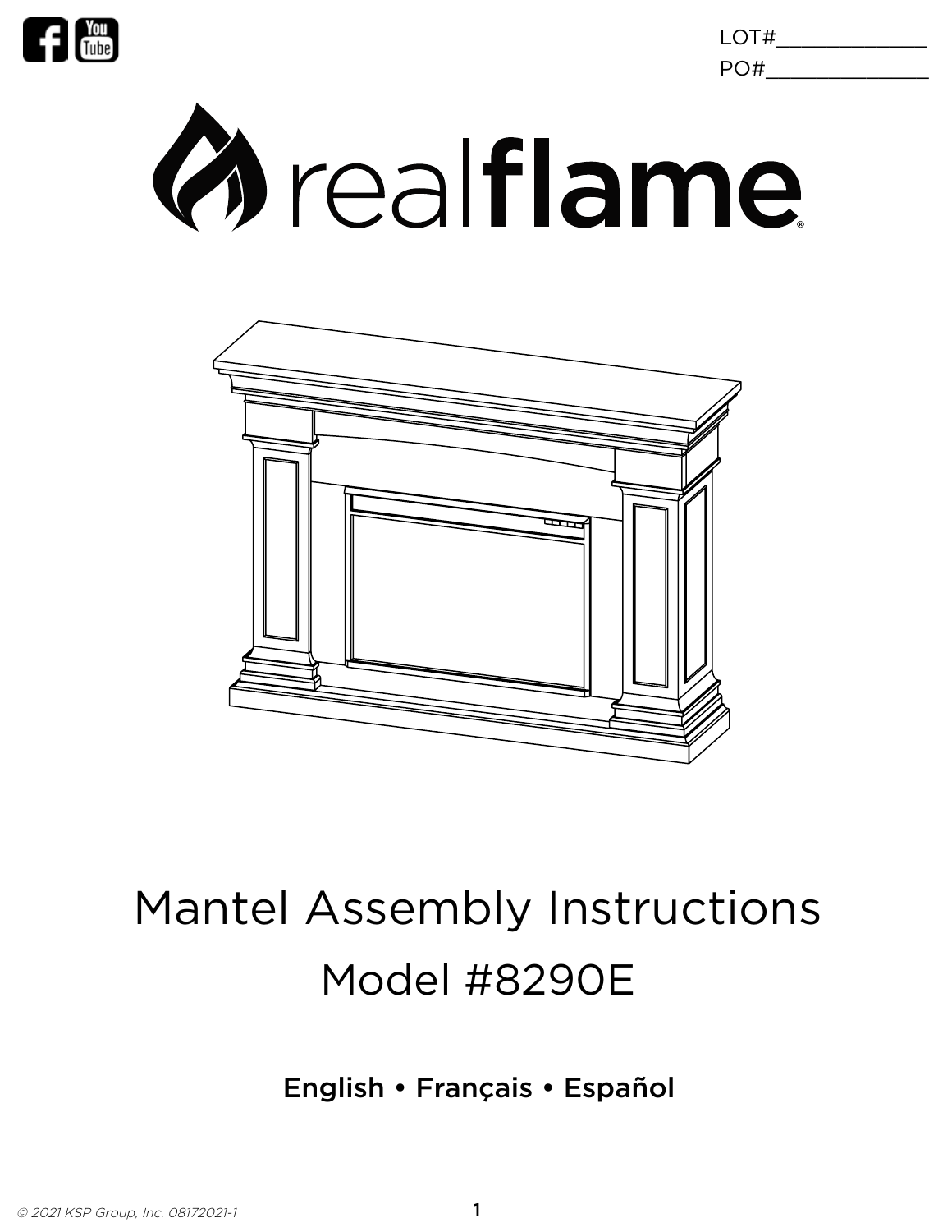LOT#_____________

PO#______________

# realflame

# Mantel Assembly Instructions

## Model #8290E

**English • Français • Español**

© 2021 KSP Group, Inc. 08172021-1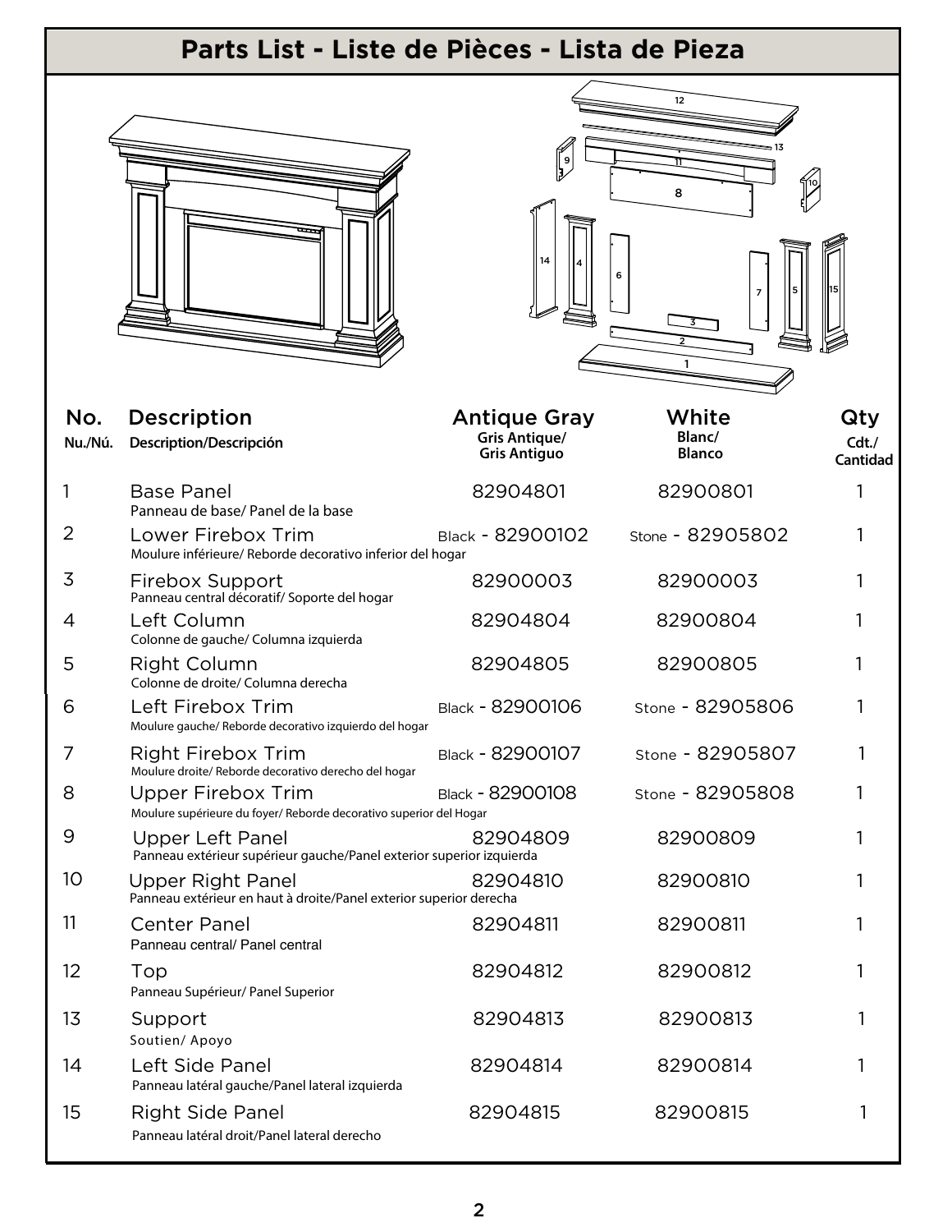# Parts List - Liste de Pièces - Lista de Pieza

| No.<br>Nu./Nú. | Description<br>Description/Descripción | Antique Gray<br>Gris Antique/<br>Gris Antiguo | White<br>Blanc/<br>Blanco | Qty<br>Cdt./<br>Cantidad |
|---|---|---|---|---|
| 1 | Base Panel<br>Panneau de base/ Panel de la base | 82904801 | 82900801 | 1 |
| 2 | Lower Firebox Trim<br>Moulure inférieure/ Reborde decorativo inferior del hogar | Black - 82900102 | Stone - 82905802 | 1 |
| 3 | Firebox Support<br>Panneau central décoratif/ Soporte del hogar | 82900003 | 82900003 | 1 |
| 4 | Left Column<br>Colonne de gauche/ Columna izquierda | 82904804 | 82900804 | 1 |
| 5 | Right Column<br>Colonne de droite/ Columna derecha | 82904805 | 82900805 | 1 |
| 6 | Left Firebox Trim<br>Moulure gauche/ Reborde decorativo izquierdo del hogar | Black - 82900106 | Stone - 82905806 | 1 |
| 7 | Right Firebox Trim<br>Moulure droite/ Reborde decorativo derecho del hogar | Black - 82900107 | Stone - 82905807 | 1 |
| 8 | Upper Firebox Trim<br>Moulure supérieure du foyer/ Reborde decorativo superior del Hogar | Black - 82900108 | Stone - 82905808 | 1 |
| 9 | Upper Left Panel<br>Panneau extérieur supérieur gauche/Panel exterior superior izquierda | 82904809 | 82900809 | 1 |
| 10 | Upper Right Panel<br>Panneau extérieur en haut à droite/Panel exterior superior derecha | 82904810 | 82900810 | 1 |
| 11 | Center Panel<br>Panneau central/ Panel central | 82904811 | 82900811 | 1 |
| 12 | Top<br>Panneau Supérieur/ Panel Superior | 82904812 | 82900812 | 1 |
| 13 | Support<br>Soutien/ Apoyo | 82904813 | 82900813 | 1 |
| 14 | Left Side Panel<br>Panneau latéral gauche/Panel lateral izquierda | 82904814 | 82900814 | 1 |
| 15 | Right Side Panel<br>Panneau latéral droit/Panel lateral derecho | 82904815 | 82900815 | 1 |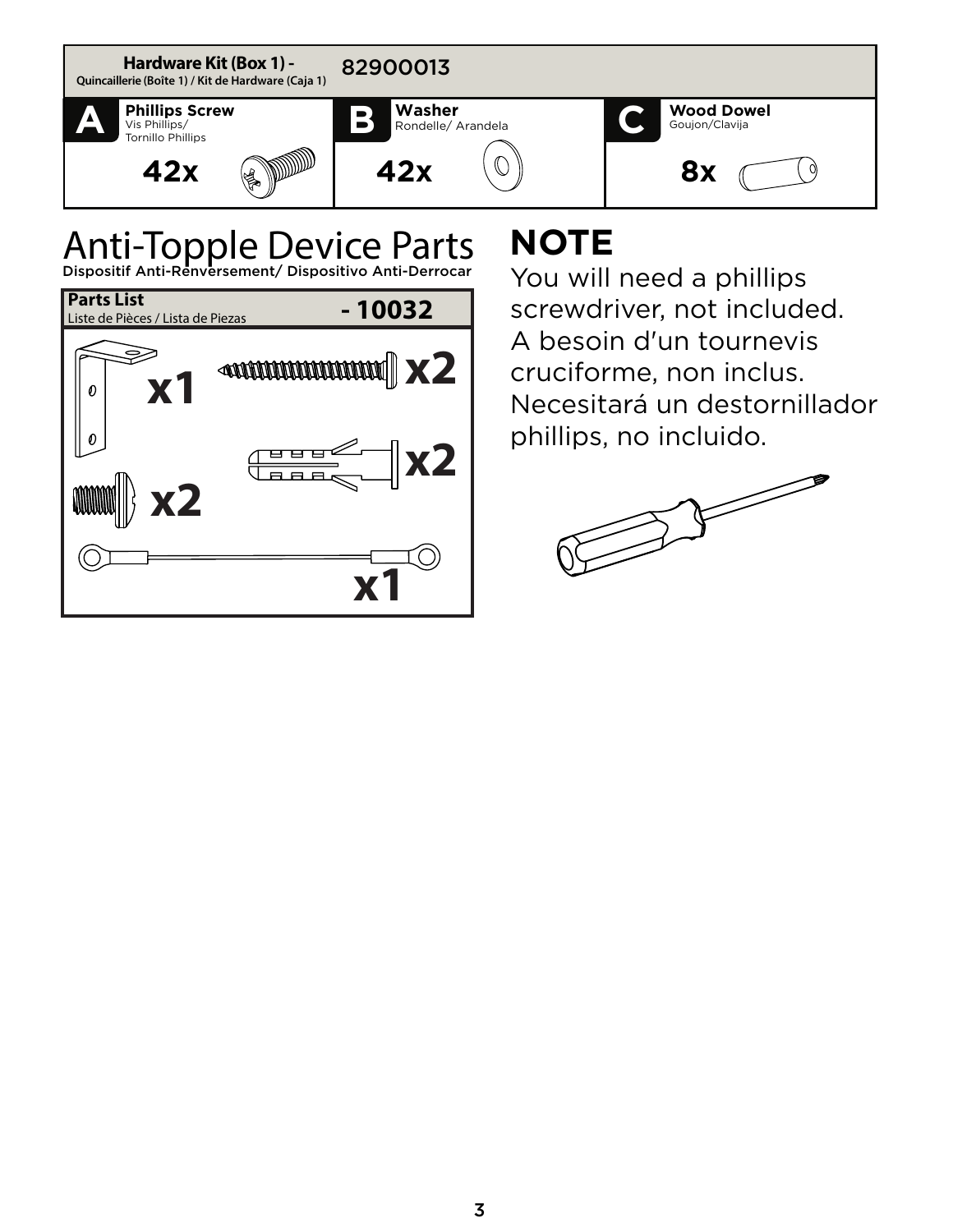| Hardware Kit (Box 1) - Quincaillerie (Boîte 1) / Kit de Hardware (Caja 1) | 82900013 | |
|---|---|---|
| **A** **Phillips Screw** Vis Phillips/ Tornillo Phillips | **B** **Washer** Rondelle/ Arandela | **C** **Wood Dowel** Goujon/Clavija |
| **42x** | **42x** | **8x** |

# Anti-Topple Device Parts

Dispositif Anti-Renversement/ Dispositivo Anti-Derrocar

| **Parts List** Liste de Pièces / Lista de Piezas | **- 10032** |
|---|---|
| x1 | x2 |
| x2 | x2 |
| x1 | |

## NOTE

You will need a phillips screwdriver, not included.
A besoin d'un tournevis cruciforme, non inclus.
Necesitará un destornillador phillips, no incluido.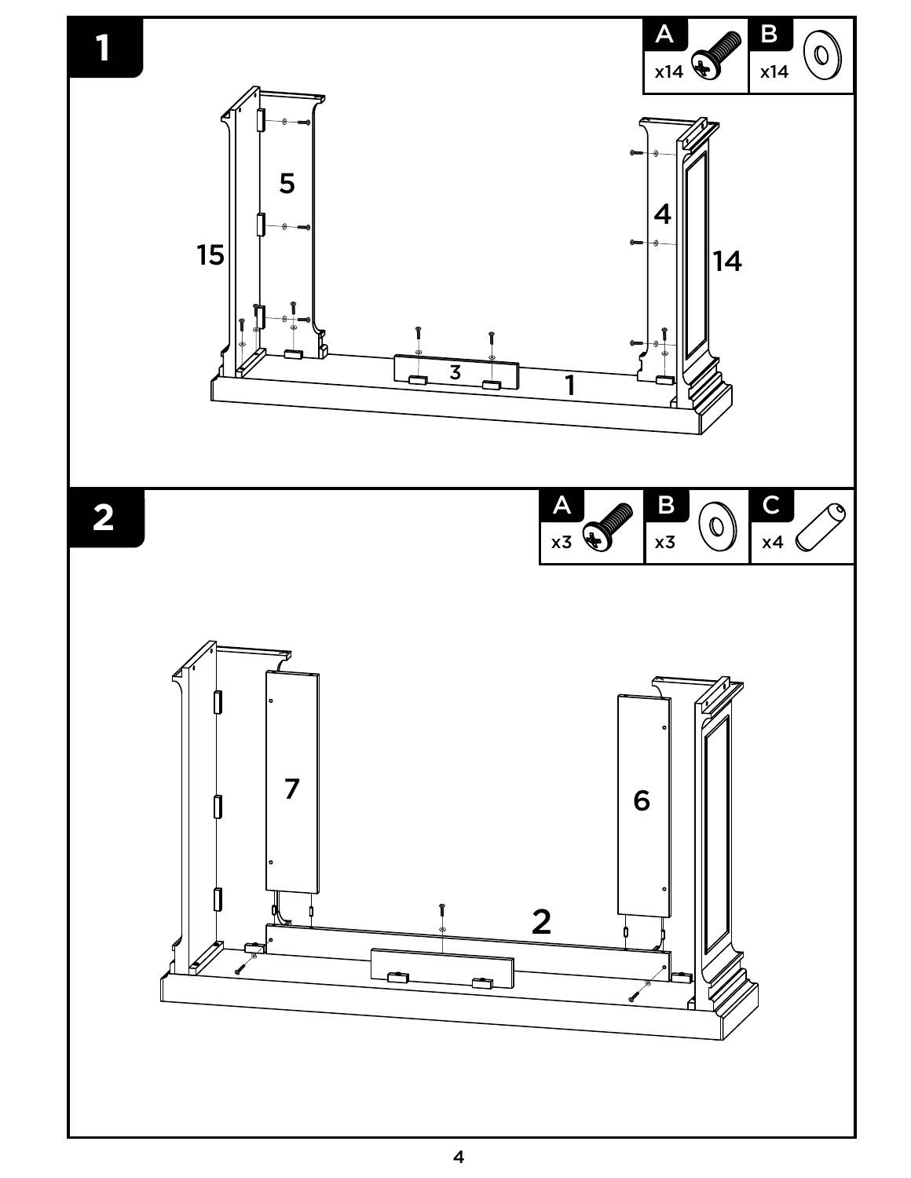## 1

| A | B |
|---|---|
| x14 | x14 |

5

15

4

14

3

1

## 2

| A | B | C |
|---|---|---|
| x3 | x3 | x4 |

7

6

2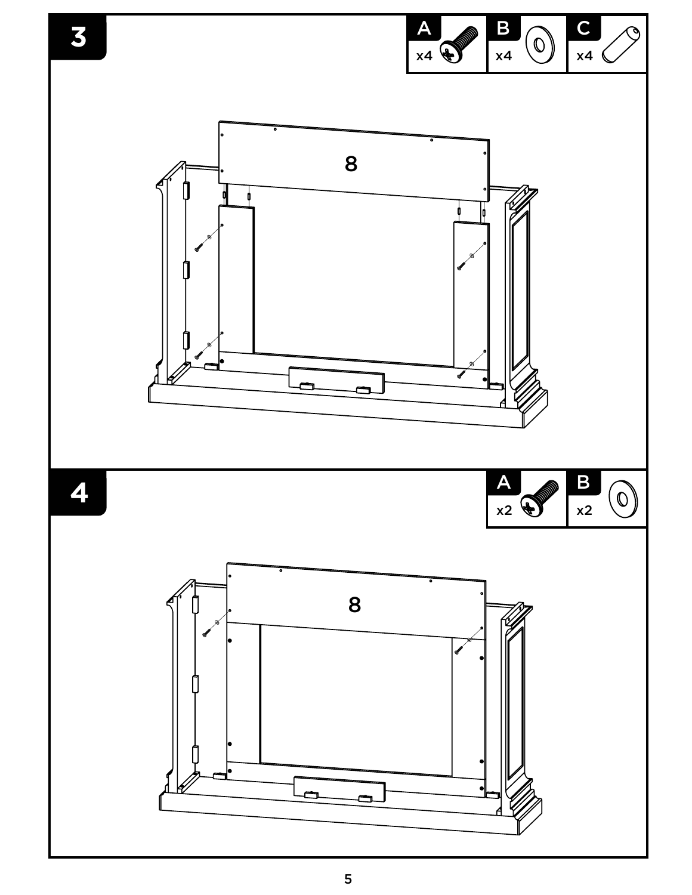## 3

| A | B | C |
|---|---|---|
| x4 | x4 | x4 |

8

## 4

| A | B |
|---|---|
| x2 | x2 |

8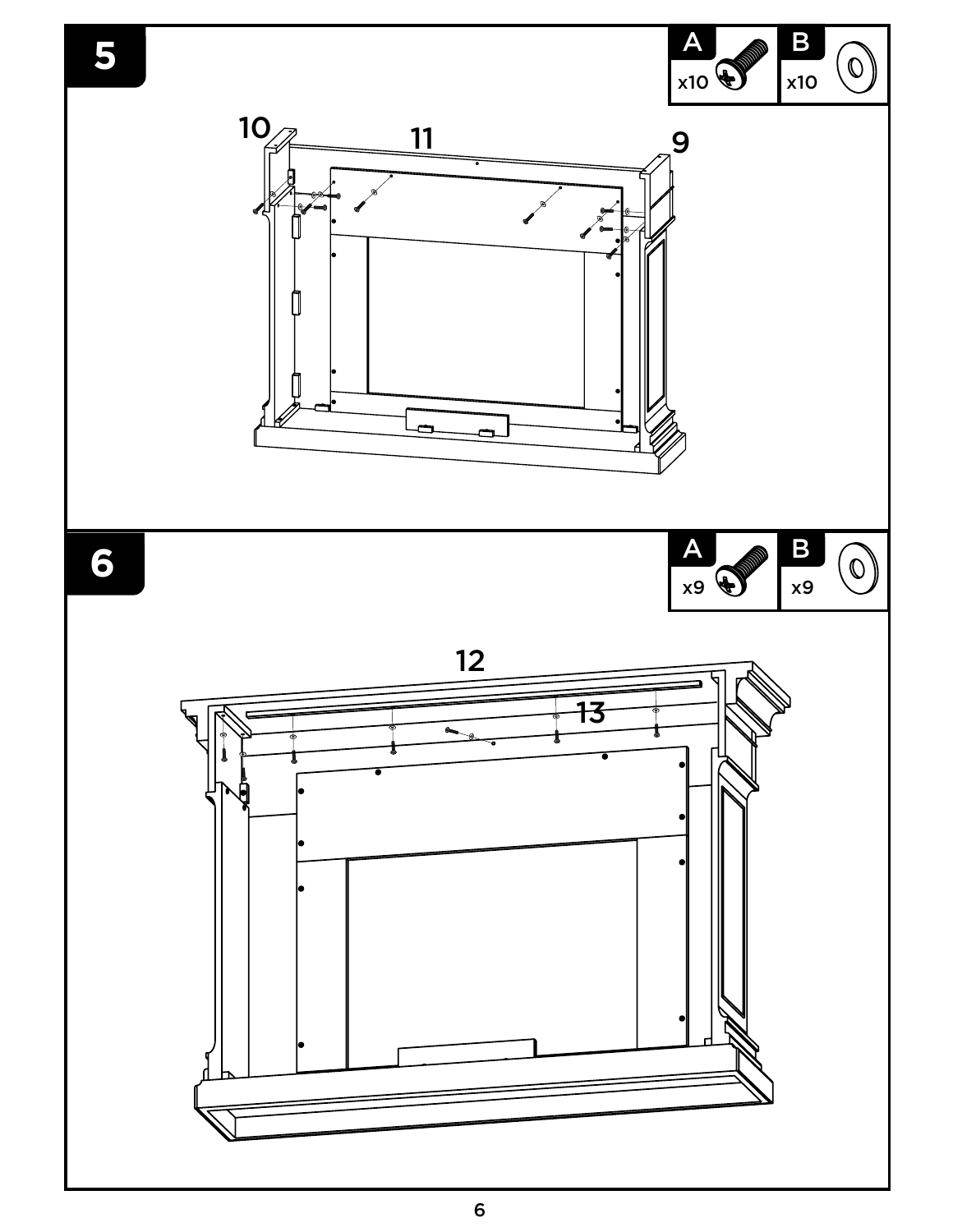## 5

| A | B |
|---|---|
| x10 | x10 |

10

11

9

## 6

| A | B |
|---|---|
| x9 | x9 |

12

13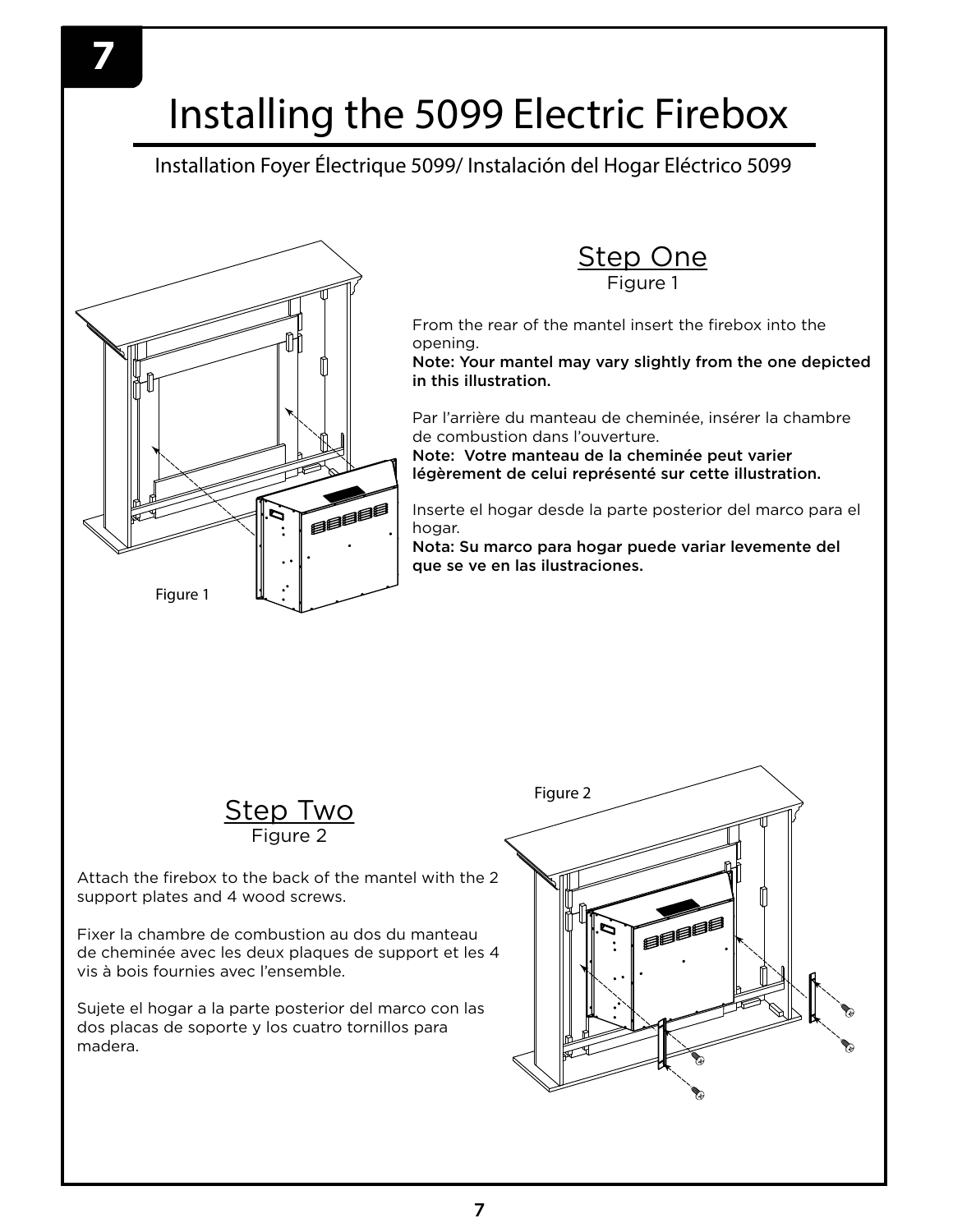# Installing the 5099 Electric Firebox

Installation Foyer Électrique 5099/ Instalación del Hogar Eléctrico 5099

## Step One

Figure 1

From the rear of the mantel insert the firebox into the opening.

**Note: Your mantel may vary slightly from the one depicted in this illustration.**

Par l'arrière du manteau de cheminée, insérer la chambre de combustion dans l'ouverture.

**Note: Votre manteau de la cheminée peut varier légèrement de celui représenté sur cette illustration.**

Inserte el hogar desde la parte posterior del marco para el hogar.

**Nota: Su marco para hogar puede variar levemente del que se ve en las ilustraciones.**

Figure 1

## Step Two

Figure 2

Attach the firebox to the back of the mantel with the 2 support plates and 4 wood screws.

Fixer la chambre de combustion au dos du manteau de cheminée avec les deux plaques de support et les 4 vis à bois fournies avec l'ensemble.

Sujete el hogar a la parte posterior del marco con las dos placas de soporte y los cuatro tornillos para madera.

Figure 2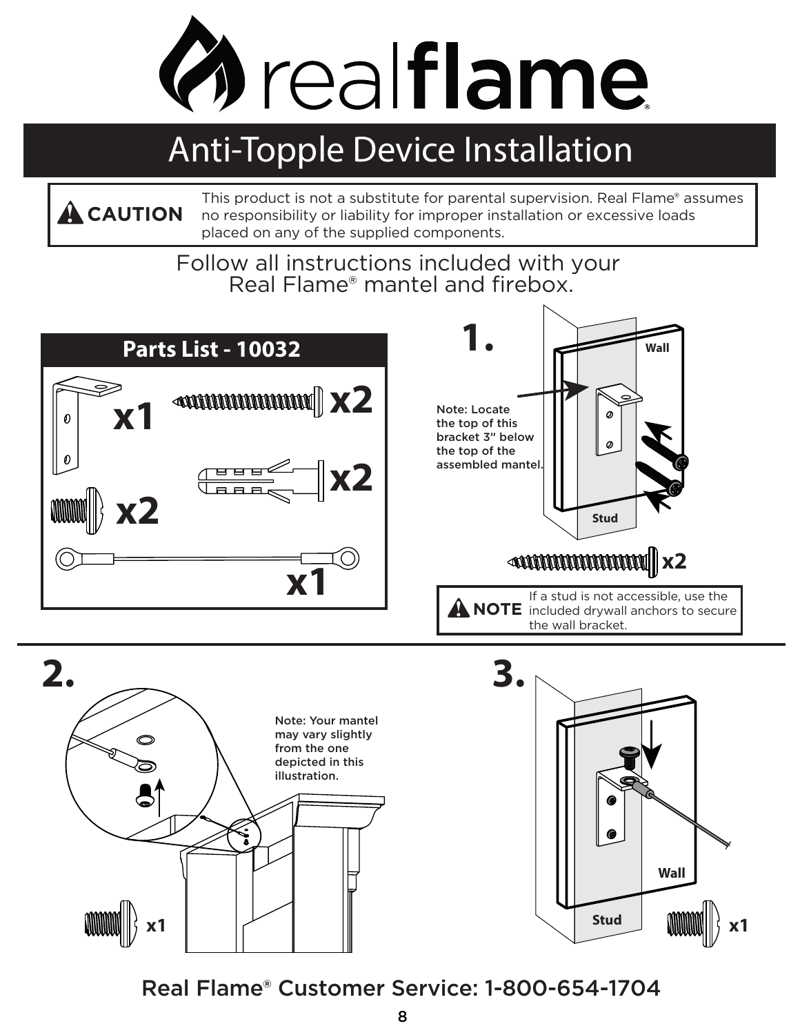# realflame

## Anti-Topple Device Installation

**⚠ CAUTION** This product is not a substitute for parental supervision. Real Flame® assumes no responsibility or liability for improper installation or excessive loads placed on any of the supplied components.

Follow all instructions included with your Real Flame® mantel and firebox.

### Parts List - 10032

x1

x2

x2

x2

x1

### 1.

Note: Locate the top of this bracket 3" below the top of the assembled mantel.

Wall

Stud

x2

**⚠ NOTE** If a stud is not accessible, use the included drywall anchors to secure the wall bracket.

### 2.

Note: Your mantel may vary slightly from the one depicted in this illustration.

x1

### 3.

Wall

Stud

x1

Real Flame® Customer Service: 1-800-654-1704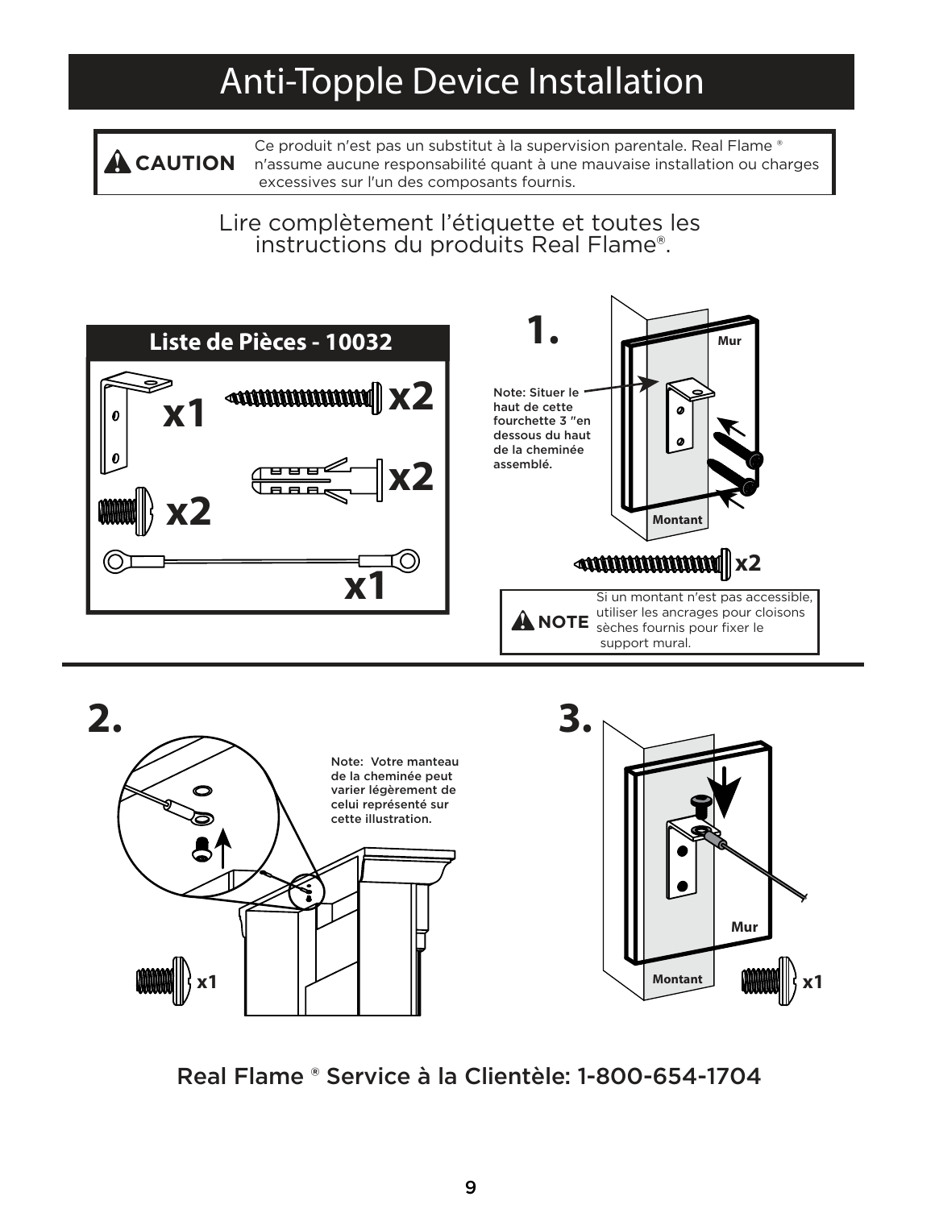# Anti-Topple Device Installation

**⚠ CAUTION** Ce produit n'est pas un substitut à la supervision parentale. Real Flame ® n'assume aucune responsabilité quant à une mauvaise installation ou charges excessives sur l'un des composants fournis.

Lire complètement l'étiquette et toutes les instructions du produits Real Flame®.

## Liste de Pièces - 10032

x1

x2

x2

x2

x1

## 1.

Note: Situer le haut de cette fourchette 3 "en dessous du haut de la cheminée assemblé.

Mur

Montant

x2

**⚠ NOTE** Si un montant n'est pas accessible, utiliser les ancrages pour cloisons sèches fournis pour fixer le support mural.

## 2.

Note: Votre manteau de la cheminée peut varier légèrement de celui représenté sur cette illustration.

x1

## 3.

Mur

Montant

x1

Real Flame ® Service à la Clientèle: 1-800-654-1704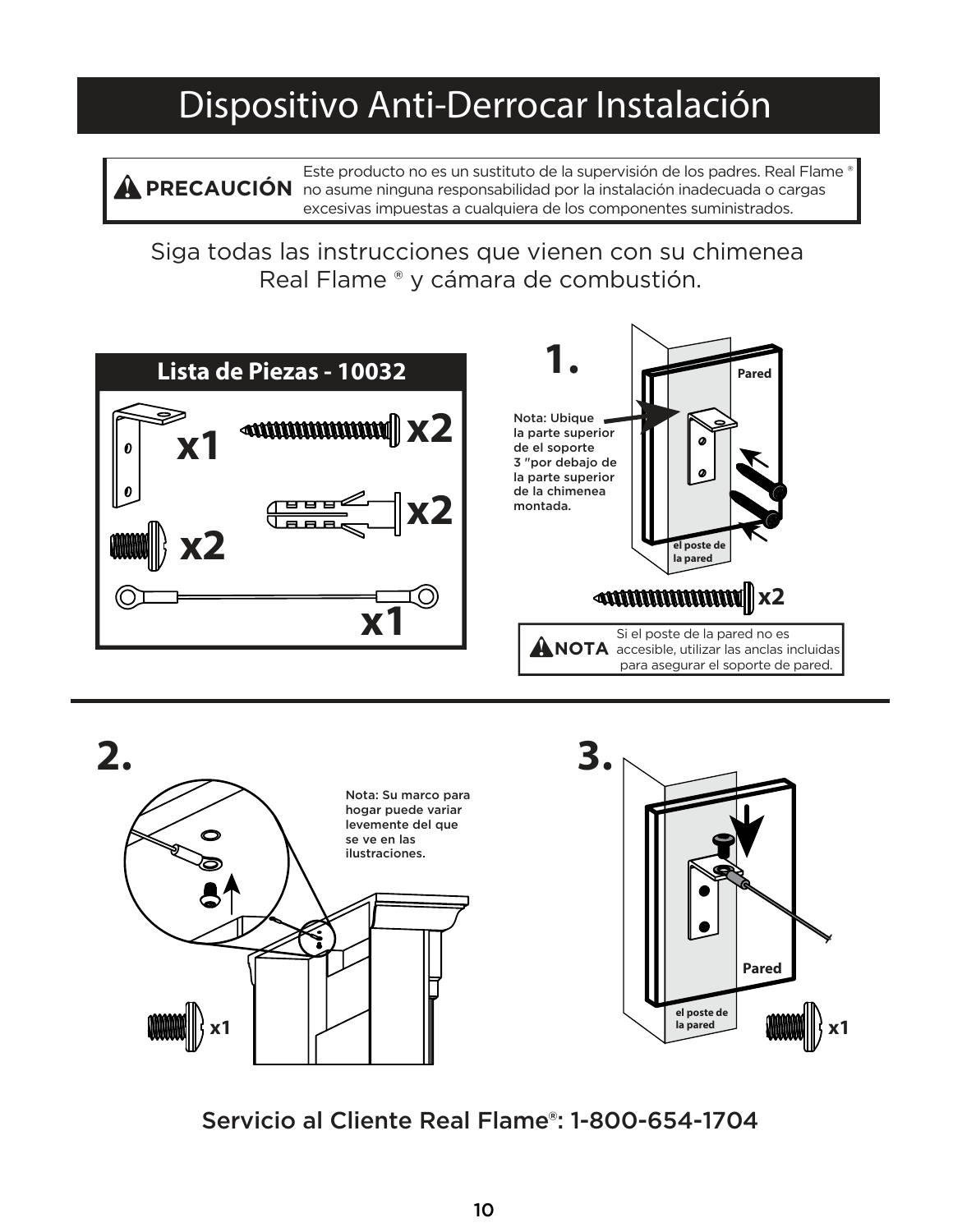# Dispositivo Anti-Derrocar Instalación

**⚠ PRECAUCIÓN** Este producto no es un sustituto de la supervisión de los padres. Real Flame ® no asume ninguna responsabilidad por la instalación inadecuada o cargas excesivas impuestas a cualquiera de los componentes suministrados.

Siga todas las instrucciones que vienen con su chimenea Real Flame ® y cámara de combustión.

## Lista de Piezas - 10032

x1

x2

x2

x2

x1

## 1.

Nota: Ubique la parte superior de el soporte 3 "por debajo de la parte superior de la chimenea montada.

Pared

el poste de la pared

x2

**⚠ NOTA** Si el poste de la pared no es accesible, utilizar las anclas incluidas para asegurar el soporte de pared.

## 2.

Nota: Su marco para hogar puede variar levemente del que se ve en las ilustraciones.

x1

## 3.

Pared

el poste de la pared

x1

Servicio al Cliente Real Flame®: 1-800-654-1704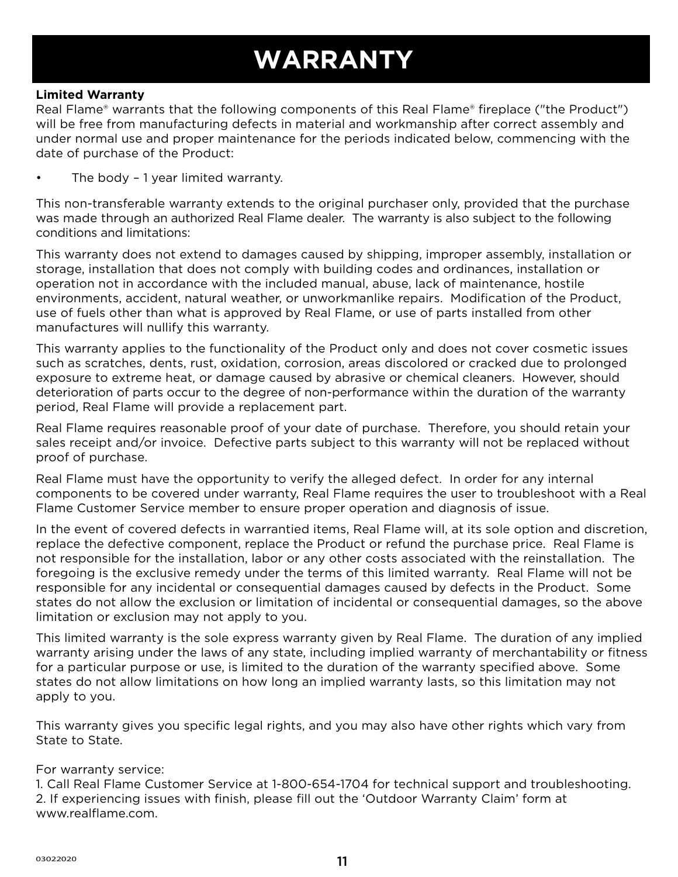# WARRANTY

**Limited Warranty**

Real Flame® warrants that the following components of this Real Flame® fireplace ("the Product") will be free from manufacturing defects in material and workmanship after correct assembly and under normal use and proper maintenance for the periods indicated below, commencing with the date of purchase of the Product:

- The body – 1 year limited warranty.

This non-transferable warranty extends to the original purchaser only, provided that the purchase was made through an authorized Real Flame dealer. The warranty is also subject to the following conditions and limitations:

This warranty does not extend to damages caused by shipping, improper assembly, installation or storage, installation that does not comply with building codes and ordinances, installation or operation not in accordance with the included manual, abuse, lack of maintenance, hostile environments, accident, natural weather, or unworkmanlike repairs. Modification of the Product, use of fuels other than what is approved by Real Flame, or use of parts installed from other manufactures will nullify this warranty.

This warranty applies to the functionality of the Product only and does not cover cosmetic issues such as scratches, dents, rust, oxidation, corrosion, areas discolored or cracked due to prolonged exposure to extreme heat, or damage caused by abrasive or chemical cleaners. However, should deterioration of parts occur to the degree of non-performance within the duration of the warranty period, Real Flame will provide a replacement part.

Real Flame requires reasonable proof of your date of purchase. Therefore, you should retain your sales receipt and/or invoice. Defective parts subject to this warranty will not be replaced without proof of purchase.

Real Flame must have the opportunity to verify the alleged defect. In order for any internal components to be covered under warranty, Real Flame requires the user to troubleshoot with a Real Flame Customer Service member to ensure proper operation and diagnosis of issue.

In the event of covered defects in warrantied items, Real Flame will, at its sole option and discretion, replace the defective component, replace the Product or refund the purchase price. Real Flame is not responsible for the installation, labor or any other costs associated with the reinstallation. The foregoing is the exclusive remedy under the terms of this limited warranty. Real Flame will not be responsible for any incidental or consequential damages caused by defects in the Product. Some states do not allow the exclusion or limitation of incidental or consequential damages, so the above limitation or exclusion may not apply to you.

This limited warranty is the sole express warranty given by Real Flame. The duration of any implied warranty arising under the laws of any state, including implied warranty of merchantability or fitness for a particular purpose or use, is limited to the duration of the warranty specified above. Some states do not allow limitations on how long an implied warranty lasts, so this limitation may not apply to you.

This warranty gives you specific legal rights, and you may also have other rights which vary from State to State.

For warranty service:
1. Call Real Flame Customer Service at 1-800-654-1704 for technical support and troubleshooting.
2. If experiencing issues with finish, please fill out the 'Outdoor Warranty Claim' form at www.realflame.com.

03022020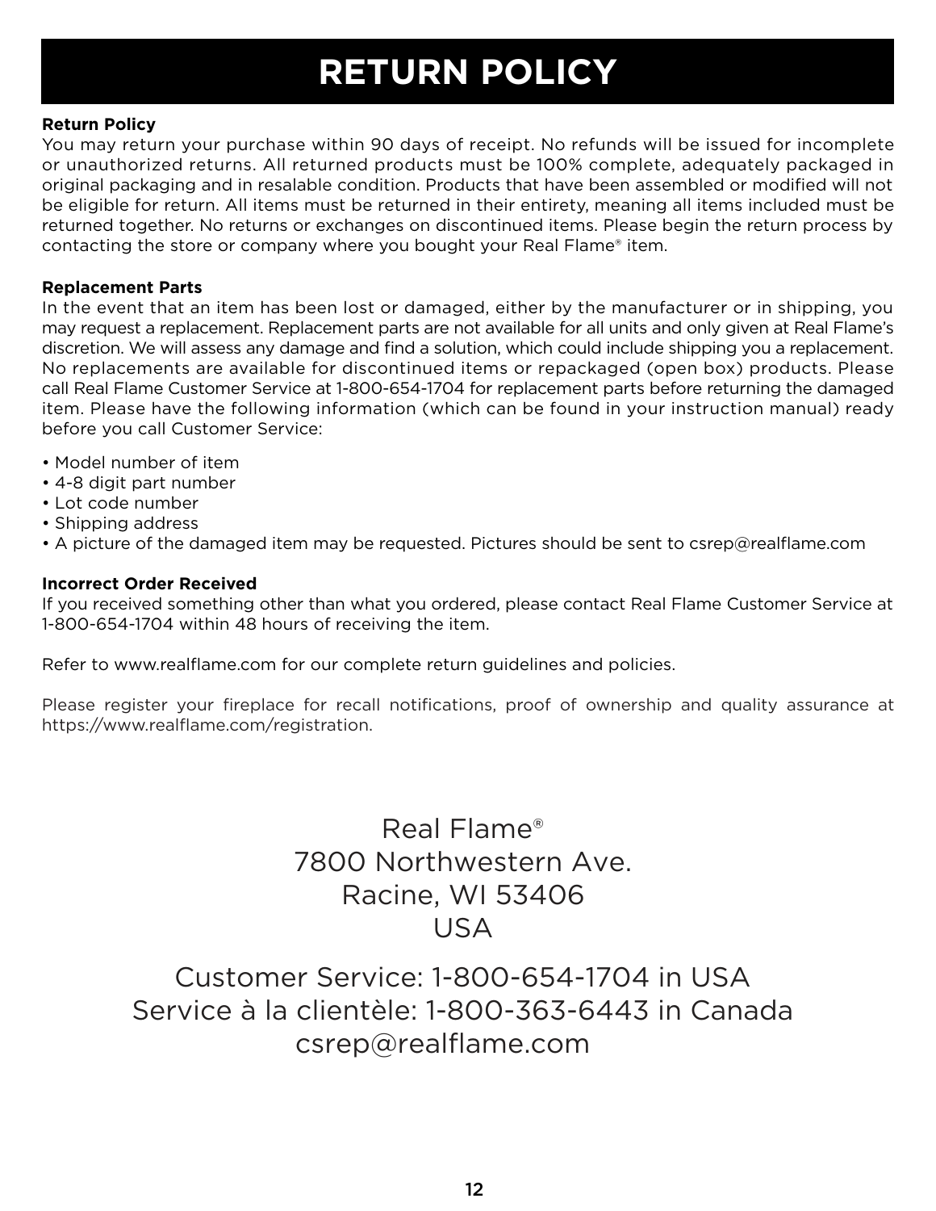# RETURN POLICY

**Return Policy**
You may return your purchase within 90 days of receipt. No refunds will be issued for incomplete or unauthorized returns. All returned products must be 100% complete, adequately packaged in original packaging and in resalable condition. Products that have been assembled or modified will not be eligible for return. All items must be returned in their entirety, meaning all items included must be returned together. No returns or exchanges on discontinued items. Please begin the return process by contacting the store or company where you bought your Real Flame® item.

**Replacement Parts**
In the event that an item has been lost or damaged, either by the manufacturer or in shipping, you may request a replacement. Replacement parts are not available for all units and only given at Real Flame's discretion. We will assess any damage and find a solution, which could include shipping you a replacement. No replacements are available for discontinued items or repackaged (open box) products. Please call Real Flame Customer Service at 1-800-654-1704 for replacement parts before returning the damaged item. Please have the following information (which can be found in your instruction manual) ready before you call Customer Service:

- Model number of item
- 4-8 digit part number
- Lot code number
- Shipping address
- A picture of the damaged item may be requested. Pictures should be sent to csrep@realflame.com

**Incorrect Order Received**
If you received something other than what you ordered, please contact Real Flame Customer Service at 1-800-654-1704 within 48 hours of receiving the item.

Refer to www.realflame.com for our complete return guidelines and policies.

Please register your fireplace for recall notifications, proof of ownership and quality assurance at https://www.realflame.com/registration.

Real Flame®
7800 Northwestern Ave.
Racine, WI 53406
USA

Customer Service: 1-800-654-1704 in USA
Service à la clientèle: 1-800-363-6443 in Canada
csrep@realflame.com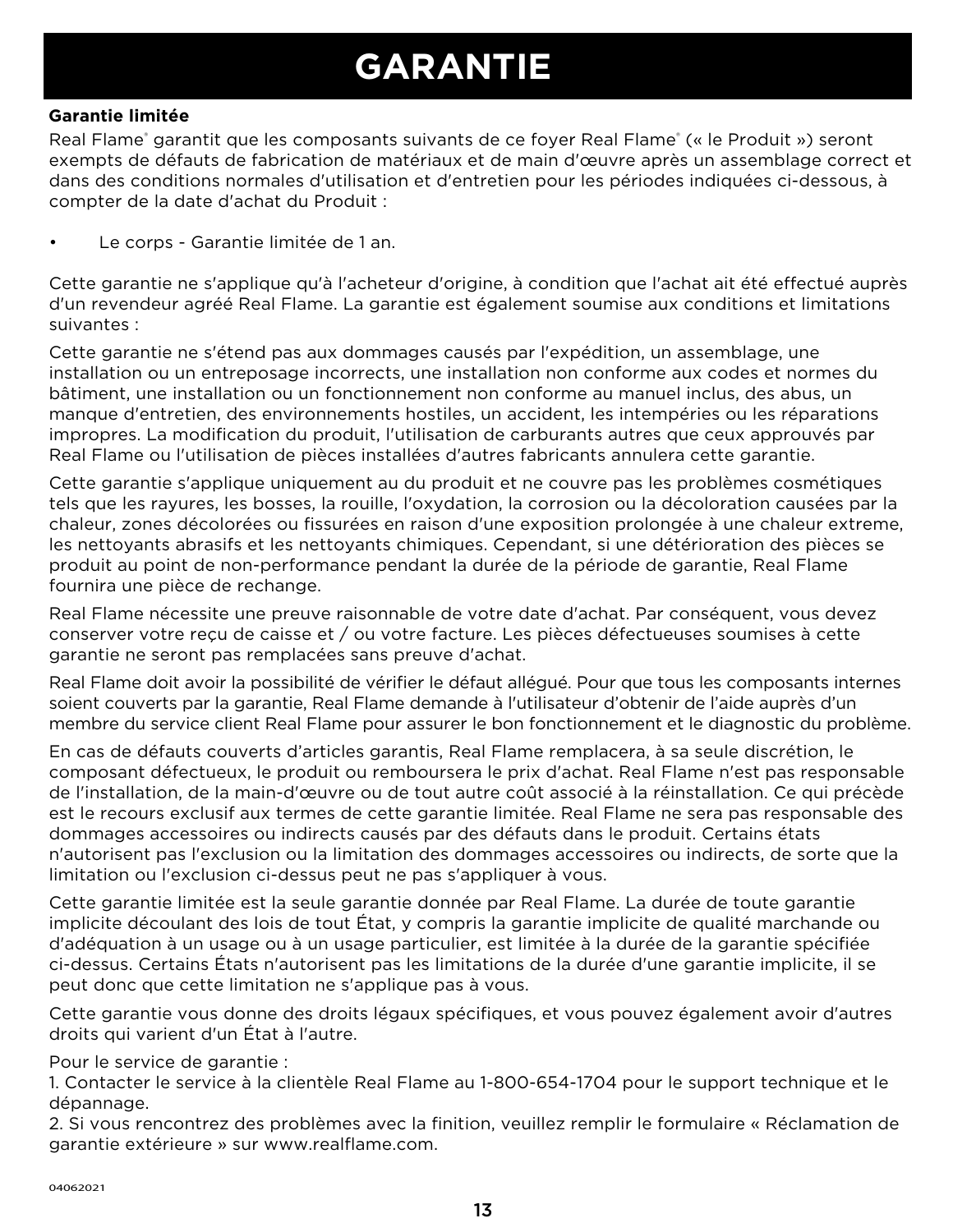# GARANTIE

**Garantie limitée**

Real Flame® garantit que les composants suivants de ce foyer Real Flame® (« le Produit ») seront exempts de défauts de fabrication de matériaux et de main d'œuvre après un assemblage correct et dans des conditions normales d'utilisation et d'entretien pour les périodes indiquées ci-dessous, à compter de la date d'achat du Produit :

- Le corps - Garantie limitée de 1 an.

Cette garantie ne s'applique qu'à l'acheteur d'origine, à condition que l'achat ait été effectué auprès d'un revendeur agréé Real Flame. La garantie est également soumise aux conditions et limitations suivantes :

Cette garantie ne s'étend pas aux dommages causés par l'expédition, un assemblage, une installation ou un entreposage incorrects, une installation non conforme aux codes et normes du bâtiment, une installation ou un fonctionnement non conforme au manuel inclus, des abus, un manque d'entretien, des environnements hostiles, un accident, les intempéries ou les réparations impropres. La modification du produit, l'utilisation de carburants autres que ceux approuvés par Real Flame ou l'utilisation de pièces installées d'autres fabricants annulera cette garantie.

Cette garantie s'applique uniquement au du produit et ne couvre pas les problèmes cosmétiques tels que les rayures, les bosses, la rouille, l'oxydation, la corrosion ou la décoloration causées par la chaleur, zones décolorées ou fissurées en raison d'une exposition prolongée à une chaleur extreme, les nettoyants abrasifs et les nettoyants chimiques. Cependant, si une détérioration des pièces se produit au point de non-performance pendant la durée de la période de garantie, Real Flame fournira une pièce de rechange.

Real Flame nécessite une preuve raisonnable de votre date d'achat. Par conséquent, vous devez conserver votre reçu de caisse et / ou votre facture. Les pièces défectueuses soumises à cette garantie ne seront pas remplacées sans preuve d'achat.

Real Flame doit avoir la possibilité de vérifier le défaut allégué. Pour que tous les composants internes soient couverts par la garantie, Real Flame demande à l'utilisateur d'obtenir de l'aide auprès d'un membre du service client Real Flame pour assurer le bon fonctionnement et le diagnostic du problème.

En cas de défauts couverts d'articles garantis, Real Flame remplacera, à sa seule discrétion, le composant défectueux, le produit ou remboursera le prix d'achat. Real Flame n'est pas responsable de l'installation, de la main-d'œuvre ou de tout autre coût associé à la réinstallation. Ce qui précède est le recours exclusif aux termes de cette garantie limitée. Real Flame ne sera pas responsable des dommages accessoires ou indirects causés par des défauts dans le produit. Certains états n'autorisent pas l'exclusion ou la limitation des dommages accessoires ou indirects, de sorte que la limitation ou l'exclusion ci-dessus peut ne pas s'appliquer à vous.

Cette garantie limitée est la seule garantie donnée par Real Flame. La durée de toute garantie implicite découlant des lois de tout État, y compris la garantie implicite de qualité marchande ou d'adéquation à un usage ou à un usage particulier, est limitée à la durée de la garantie spécifiée ci-dessus. Certains États n'autorisent pas les limitations de la durée d'une garantie implicite, il se peut donc que cette limitation ne s'applique pas à vous.

Cette garantie vous donne des droits légaux spécifiques, et vous pouvez également avoir d'autres droits qui varient d'un État à l'autre.

Pour le service de garantie :
1. Contacter le service à la clientèle Real Flame au 1-800-654-1704 pour le support technique et le dépannage.
2. Si vous rencontrez des problèmes avec la finition, veuillez remplir le formulaire « Réclamation de garantie extérieure » sur www.realflame.com.

04062021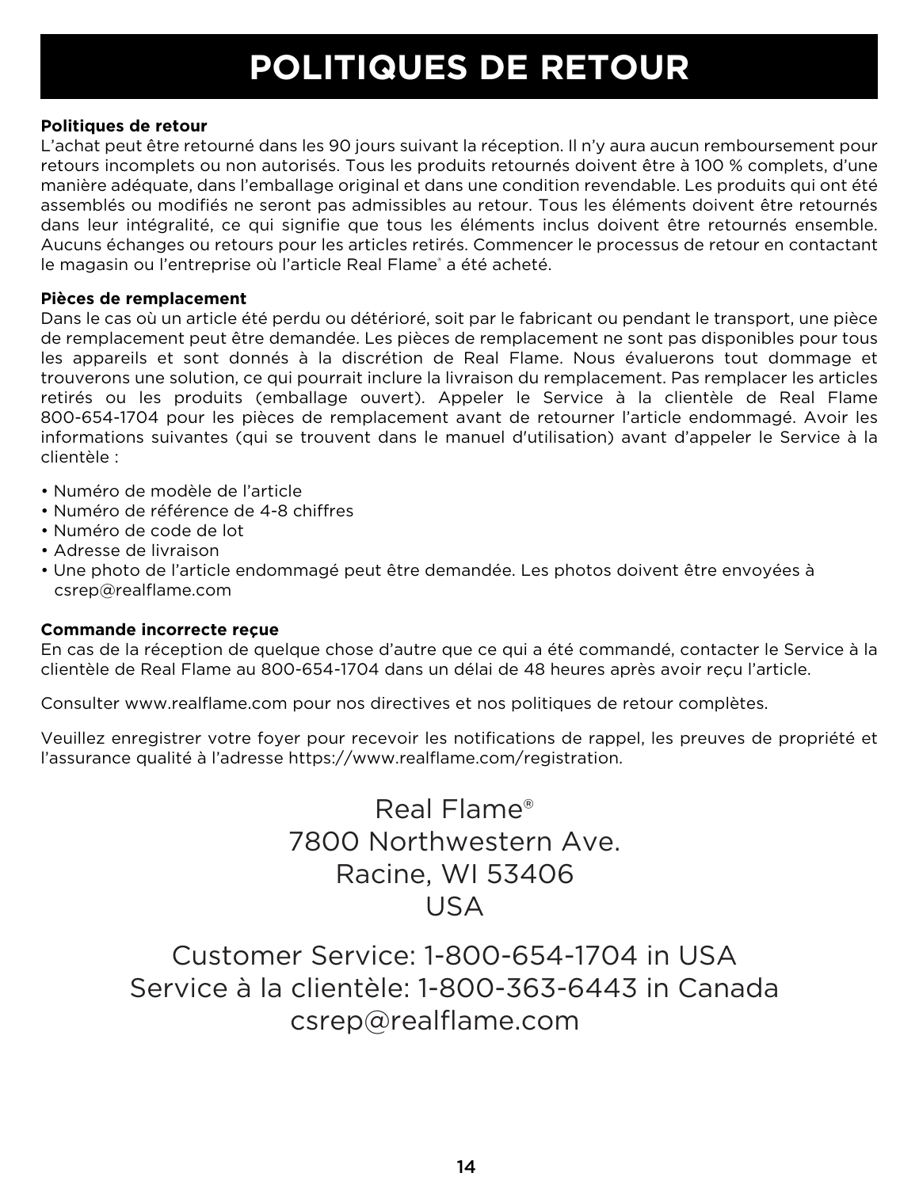# POLITIQUES DE RETOUR

**Politiques de retour**

L'achat peut être retourné dans les 90 jours suivant la réception. Il n'y aura aucun remboursement pour retours incomplets ou non autorisés. Tous les produits retournés doivent être à 100 % complets, d'une manière adéquate, dans l'emballage original et dans une condition revendable. Les produits qui ont été assemblés ou modifiés ne seront pas admissibles au retour. Tous les éléments doivent être retournés dans leur intégralité, ce qui signifie que tous les éléments inclus doivent être retournés ensemble. Aucuns échanges ou retours pour les articles retirés. Commencer le processus de retour en contactant le magasin ou l'entreprise où l'article Real Flame® a été acheté.

**Pièces de remplacement**

Dans le cas où un article été perdu ou détérioré, soit par le fabricant ou pendant le transport, une pièce de remplacement peut être demandée. Les pièces de remplacement ne sont pas disponibles pour tous les appareils et sont donnés à la discrétion de Real Flame. Nous évaluerons tout dommage et trouverons une solution, ce qui pourrait inclure la livraison du remplacement. Pas remplacer les articles retirés ou les produits (emballage ouvert). Appeler le Service à la clientèle de Real Flame 800-654-1704 pour les pièces de remplacement avant de retourner l'article endommagé. Avoir les informations suivantes (qui se trouvent dans le manuel d'utilisation) avant d'appeler le Service à la clientèle :

- Numéro de modèle de l'article
- Numéro de référence de 4-8 chiffres
- Numéro de code de lot
- Adresse de livraison
- Une photo de l'article endommagé peut être demandée. Les photos doivent être envoyées à csrep@realflame.com

**Commande incorrecte reçue**

En cas de la réception de quelque chose d'autre que ce qui a été commandé, contacter le Service à la clientèle de Real Flame au 800-654-1704 dans un délai de 48 heures après avoir reçu l'article.

Consulter www.realflame.com pour nos directives et nos politiques de retour complètes.

Veuillez enregistrer votre foyer pour recevoir les notifications de rappel, les preuves de propriété et l'assurance qualité à l'adresse https://www.realflame.com/registration.

Real Flame®
7800 Northwestern Ave.
Racine, WI 53406
USA

Customer Service: 1-800-654-1704 in USA
Service à la clientèle: 1-800-363-6443 in Canada
csrep@realflame.com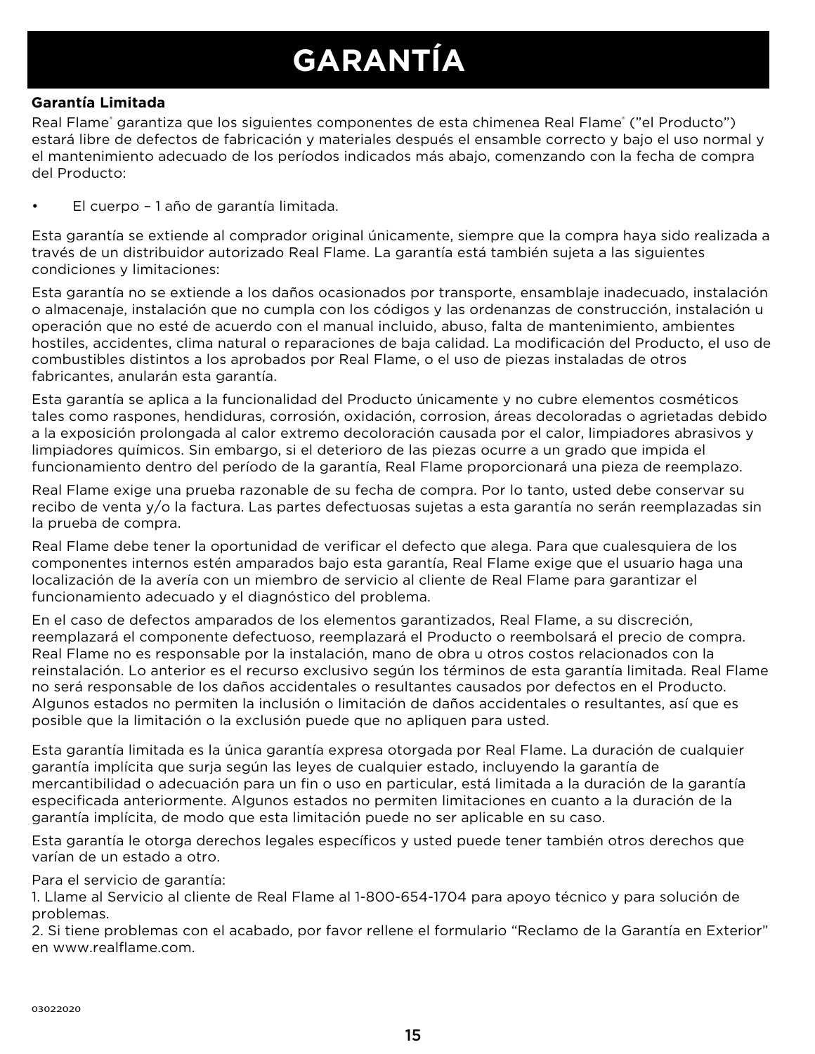# GARANTÍA

**Garantía Limitada**

Real Flame® garantiza que los siguientes componentes de esta chimenea Real Flame® ("el Producto") estará libre de defectos de fabricación y materiales después el ensamble correcto y bajo el uso normal y el mantenimiento adecuado de los períodos indicados más abajo, comenzando con la fecha de compra del Producto:

- El cuerpo – 1 año de garantía limitada.

Esta garantía se extiende al comprador original únicamente, siempre que la compra haya sido realizada a través de un distribuidor autorizado Real Flame. La garantía está también sujeta a las siguientes condiciones y limitaciones:

Esta garantía no se extiende a los daños ocasionados por transporte, ensamblaje inadecuado, instalación o almacenaje, instalación que no cumpla con los códigos y las ordenanzas de construcción, instalación u operación que no esté de acuerdo con el manual incluido, abuso, falta de mantenimiento, ambientes hostiles, accidentes, clima natural o reparaciones de baja calidad. La modificación del Producto, el uso de combustibles distintos a los aprobados por Real Flame, o el uso de piezas instaladas de otros fabricantes, anularán esta garantía.

Esta garantía se aplica a la funcionalidad del Producto únicamente y no cubre elementos cosméticos tales como raspones, hendiduras, corrosión, oxidación, corrosion, áreas decoloradas o agrietadas debido a la exposición prolongada al calor extremo decoloración causada por el calor, limpiadores abrasivos y limpiadores químicos. Sin embargo, si el deterioro de las piezas ocurre a un grado que impida el funcionamiento dentro del período de la garantía, Real Flame proporcionará una pieza de reemplazo.

Real Flame exige una prueba razonable de su fecha de compra. Por lo tanto, usted debe conservar su recibo de venta y/o la factura. Las partes defectuosas sujetas a esta garantía no serán reemplazadas sin la prueba de compra.

Real Flame debe tener la oportunidad de verificar el defecto que alega. Para que cualesquiera de los componentes internos estén amparados bajo esta garantía, Real Flame exige que el usuario haga una localización de la avería con un miembro de servicio al cliente de Real Flame para garantizar el funcionamiento adecuado y el diagnóstico del problema.

En el caso de defectos amparados de los elementos garantizados, Real Flame, a su discreción, reemplazará el componente defectuoso, reemplazará el Producto o reembolsará el precio de compra. Real Flame no es responsable por la instalación, mano de obra u otros costos relacionados con la reinstalación. Lo anterior es el recurso exclusivo según los términos de esta garantía limitada. Real Flame no será responsable de los daños accidentales o resultantes causados por defectos en el Producto. Algunos estados no permiten la inclusión o limitación de daños accidentales o resultantes, así que es posible que la limitación o la exclusión puede que no apliquen para usted.

Esta garantía limitada es la única garantía expresa otorgada por Real Flame. La duración de cualquier garantía implícita que surja según las leyes de cualquier estado, incluyendo la garantía de mercantibilidad o adecuación para un fin o uso en particular, está limitada a la duración de la garantía especificada anteriormente. Algunos estados no permiten limitaciones en cuanto a la duración de la garantía implícita, de modo que esta limitación puede no ser aplicable en su caso.

Esta garantía le otorga derechos legales específicos y usted puede tener también otros derechos que varían de un estado a otro.

Para el servicio de garantía:
1. Llame al Servicio al cliente de Real Flame al 1-800-654-1704 para apoyo técnico y para solución de problemas.
2. Si tiene problemas con el acabado, por favor rellene el formulario "Reclamo de la Garantía en Exterior" en www.realflame.com.

03022020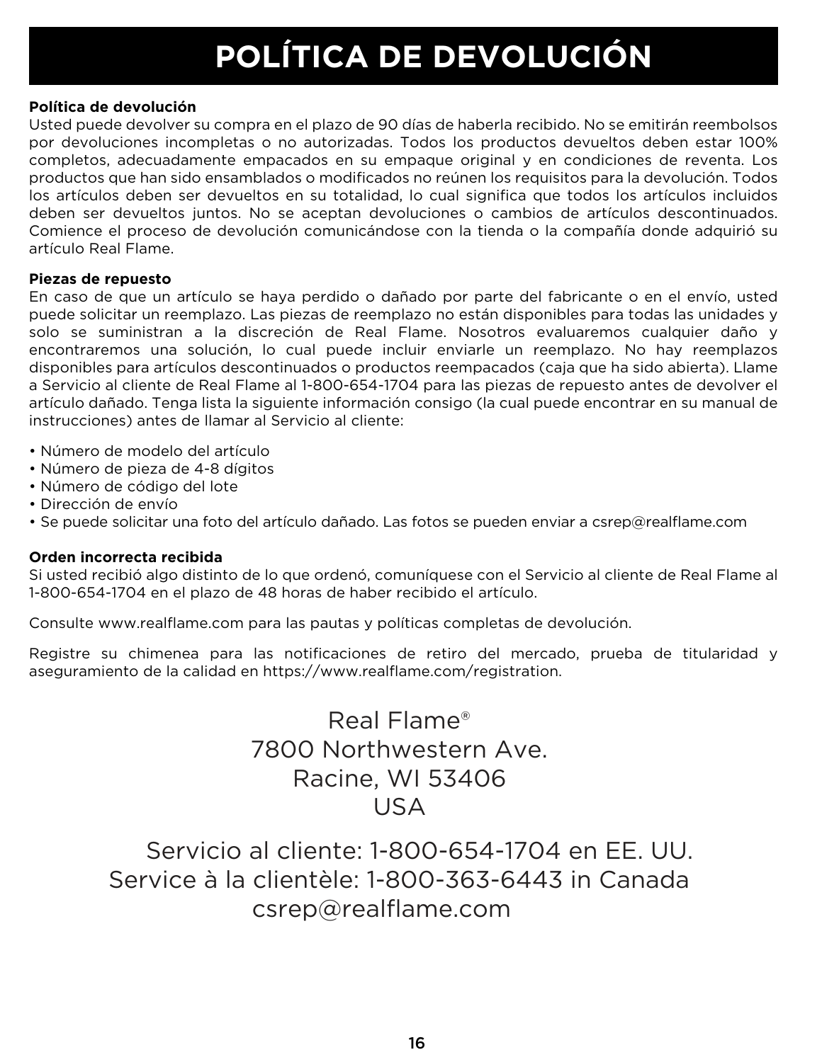# POLÍTICA DE DEVOLUCIÓN

**Política de devolución**

Usted puede devolver su compra en el plazo de 90 días de haberla recibido. No se emitirán reembolsos por devoluciones incompletas o no autorizadas. Todos los productos devueltos deben estar 100% completos, adecuadamente empacados en su empaque original y en condiciones de reventa. Los productos que han sido ensamblados o modificados no reúnen los requisitos para la devolución. Todos los artículos deben ser devueltos en su totalidad, lo cual significa que todos los artículos incluidos deben ser devueltos juntos. No se aceptan devoluciones o cambios de artículos descontinuados. Comience el proceso de devolución comunicándose con la tienda o la compañía donde adquirió su artículo Real Flame.

**Piezas de repuesto**

En caso de que un artículo se haya perdido o dañado por parte del fabricante o en el envío, usted puede solicitar un reemplazo. Las piezas de reemplazo no están disponibles para todas las unidades y solo se suministran a la discreción de Real Flame. Nosotros evaluaremos cualquier daño y encontraremos una solución, lo cual puede incluir enviarle un reemplazo. No hay reemplazos disponibles para artículos descontinuados o productos reempacados (caja que ha sido abierta). Llame a Servicio al cliente de Real Flame al 1-800-654-1704 para las piezas de repuesto antes de devolver el artículo dañado. Tenga lista la siguiente información consigo (la cual puede encontrar en su manual de instrucciones) antes de llamar al Servicio al cliente:

- Número de modelo del artículo
- Número de pieza de 4-8 dígitos
- Número de código del lote
- Dirección de envío
- Se puede solicitar una foto del artículo dañado. Las fotos se pueden enviar a csrep@realflame.com

**Orden incorrecta recibida**

Si usted recibió algo distinto de lo que ordenó, comuníquese con el Servicio al cliente de Real Flame al 1-800-654-1704 en el plazo de 48 horas de haber recibido el artículo.

Consulte www.realflame.com para las pautas y políticas completas de devolución.

Registre su chimenea para las notificaciones de retiro del mercado, prueba de titularidad y aseguramiento de la calidad en https://www.realflame.com/registration.

Real Flame®
7800 Northwestern Ave.
Racine, WI 53406
USA

Servicio al cliente: 1-800-654-1704 en EE. UU.
Service à la clientèle: 1-800-363-6443 in Canada
csrep@realflame.com